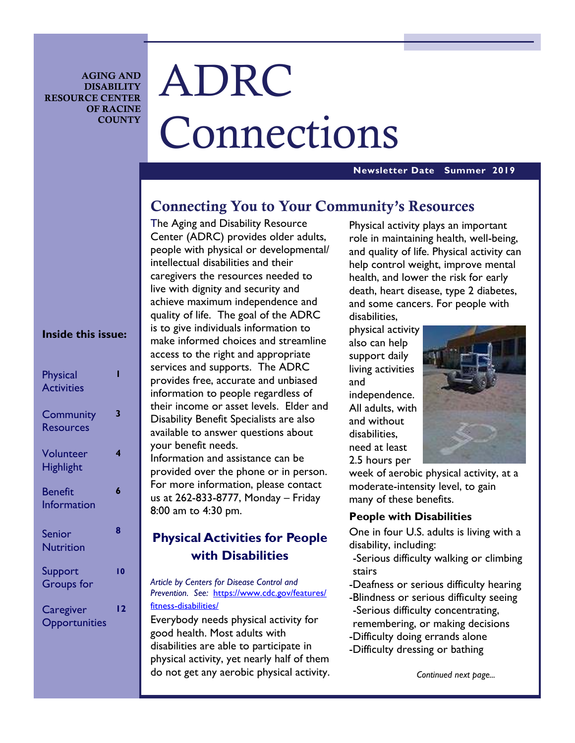AGING AND DISABILITY RESOURCE CENTER OF RACINE COUNTY

# ADRC Connections

**Newsletter Date Summer 2019**

**Inside this issue:**

| | |
|---|---|
| Physical Activities | 1 |
| Community Resources | 3 |
| Volunteer Highlight | 4 |
| Benefit Information | 6 |
| Senior Nutrition | 8 |
| Support Groups for | 10 |
| Caregiver Opportunities | 12 |

## Connecting You to Your Community's Resources

The Aging and Disability Resource Center (ADRC) provides older adults, people with physical or developmental/ intellectual disabilities and their caregivers the resources needed to live with dignity and security and achieve maximum independence and quality of life. The goal of the ADRC is to give individuals information to make informed choices and streamline access to the right and appropriate services and supports. The ADRC provides free, accurate and unbiased information to people regardless of their income or asset levels. Elder and Disability Benefit Specialists are also available to answer questions about your benefit needs.

Information and assistance can be provided over the phone or in person. For more information, please contact us at 262-833-8777, Monday – Friday 8:00 am to 4:30 pm.

## Physical Activities for People with Disabilities

*Article by Centers for Disease Control and Prevention. See: https://www.cdc.gov/features/fitness-disabilities/*

Everybody needs physical activity for good health. Most adults with disabilities are able to participate in physical activity, yet nearly half of them do not get any aerobic physical activity.

Physical activity plays an important role in maintaining health, well-being, and quality of life. Physical activity can help control weight, improve mental health, and lower the risk for early death, heart disease, type 2 diabetes, and some cancers. For people with disabilities, physical activity also can help support daily living activities and independence. All adults, with and without disabilities, need at least 2.5 hours per week of aerobic physical activity, at a moderate-intensity level, to gain many of these benefits.

### People with Disabilities

One in four U.S. adults is living with a disability, including:

- Serious difficulty walking or climbing stairs
- Deafness or serious difficulty hearing
- Blindness or serious difficulty seeing
- Serious difficulty concentrating, remembering, or making decisions
- Difficulty doing errands alone
- Difficulty dressing or bathing

*Continued next page...*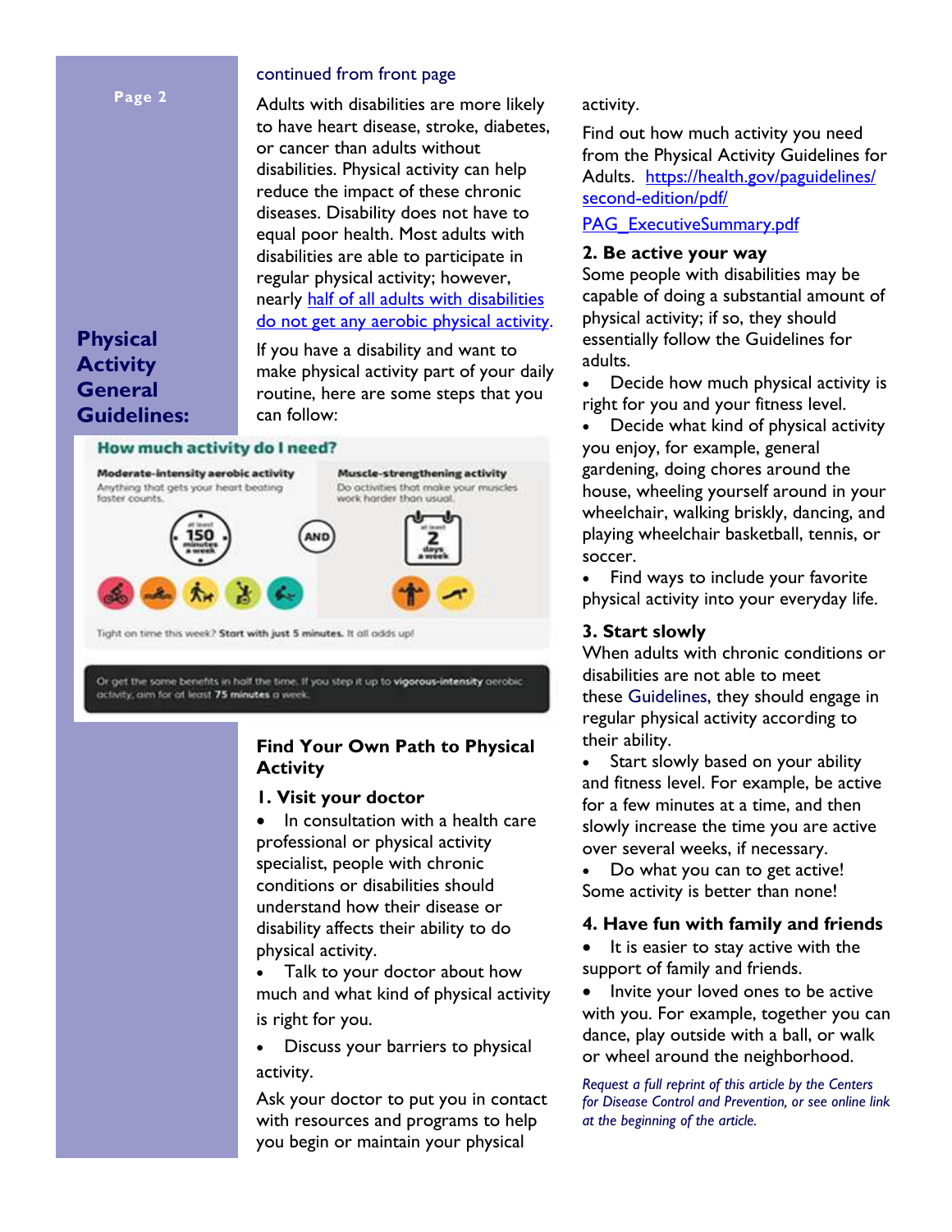## Physical Activity General Guidelines:

continued from front page

Adults with disabilities are more likely to have heart disease, stroke, diabetes, or cancer than adults without disabilities. Physical activity can help reduce the impact of these chronic diseases. Disability does not have to equal poor health. Most adults with disabilities are able to participate in regular physical activity; however, nearly half of all adults with disabilities do not get any aerobic physical activity.

If you have a disability and want to make physical activity part of your daily routine, here are some steps that you can follow:

**How much activity do I need?**

**Moderate-intensity aerobic activity**
Anything that gets your heart beating faster counts.

at least 150 minutes a week

AND

**Muscle-strengthening activity**
Do activities that make your muscles work harder than usual.

at least 2 days a week

Tight on time this week? **Start with just 5 minutes.** It all adds up!

Or get the same benefits in half the time. If you step it up to **vigorous-intensity** aerobic activity, aim for at least **75 minutes** a week.

### Find Your Own Path to Physical Activity

#### 1. Visit your doctor

- In consultation with a health care professional or physical activity specialist, people with chronic conditions or disabilities should understand how their disease or disability affects their ability to do physical activity.
- Talk to your doctor about how much and what kind of physical activity is right for you.
- Discuss your barriers to physical activity.

Ask your doctor to put you in contact with resources and programs to help you begin or maintain your physical activity.

Find out how much activity you need from the Physical Activity Guidelines for Adults. https://health.gov/paguidelines/second-edition/pdf/PAG_ExecutiveSummary.pdf

#### 2. Be active your way

Some people with disabilities may be capable of doing a substantial amount of physical activity; if so, they should essentially follow the Guidelines for adults.

- Decide how much physical activity is right for you and your fitness level.
- Decide what kind of physical activity you enjoy, for example, general gardening, doing chores around the house, wheeling yourself around in your wheelchair, walking briskly, dancing, and playing wheelchair basketball, tennis, or soccer.
- Find ways to include your favorite physical activity into your everyday life.

#### 3. Start slowly

When adults with chronic conditions or disabilities are not able to meet these Guidelines, they should engage in regular physical activity according to their ability.

- Start slowly based on your ability and fitness level. For example, be active for a few minutes at a time, and then slowly increase the time you are active over several weeks, if necessary.
- Do what you can to get active! Some activity is better than none!

#### 4. Have fun with family and friends

- It is easier to stay active with the support of family and friends.
- Invite your loved ones to be active with you. For example, together you can dance, play outside with a ball, or walk or wheel around the neighborhood.

*Request a full reprint of this article by the Centers for Disease Control and Prevention, or see online link at the beginning of the article.*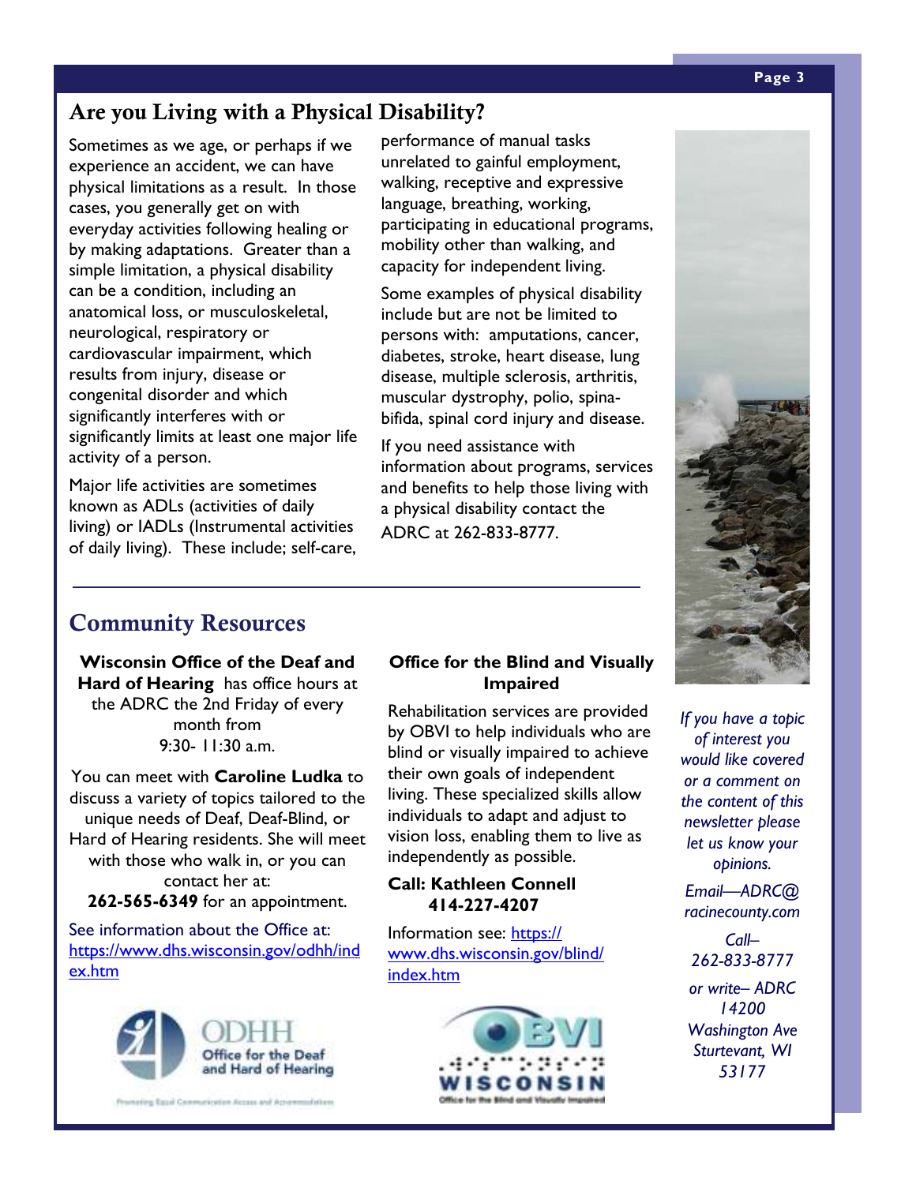## Are you Living with a Physical Disability?

Sometimes as we age, or perhaps if we experience an accident, we can have physical limitations as a result. In those cases, you generally get on with everyday activities following healing or by making adaptations. Greater than a simple limitation, a physical disability can be a condition, including an anatomical loss, or musculoskeletal, neurological, respiratory or cardiovascular impairment, which results from injury, disease or congenital disorder and which significantly interferes with or significantly limits at least one major life activity of a person.

Major life activities are sometimes known as ADLs (activities of daily living) or IADLs (Instrumental activities of daily living). These include; self-care, performance of manual tasks unrelated to gainful employment, walking, receptive and expressive language, breathing, working, participating in educational programs, mobility other than walking, and capacity for independent living.

Some examples of physical disability include but are not limited to persons with: amputations, cancer, diabetes, stroke, heart disease, lung disease, multiple sclerosis, arthritis, muscular dystrophy, polio, spina-bifida, spinal cord injury and disease.

If you need assistance with information about programs, services and benefits to help those living with a physical disability contact the ADRC at 262-833-8777.

## Community Resources

**Wisconsin Office of the Deaf and Hard of Hearing** has office hours at the ADRC the 2nd Friday of every month from 9:30- 11:30 a.m.

You can meet with **Caroline Ludka** to discuss a variety of topics tailored to the unique needs of Deaf, Deaf-Blind, or Hard of Hearing residents. She will meet with those who walk in, or you can contact her at:
**262-565-6349** for an appointment.

See information about the Office at: https://www.dhs.wisconsin.gov/odhh/index.htm

ODHH Office for the Deaf and Hard of Hearing

Promoting Equal Communication Access and Accommodations

**Office for the Blind and Visually Impaired**

Rehabilitation services are provided by OBVI to help individuals who are blind or visually impaired to achieve their own goals of independent living. These specialized skills allow individuals to adapt and adjust to vision loss, enabling them to live as independently as possible.

**Call: Kathleen Connell 414-227-4207**

Information see: https://www.dhs.wisconsin.gov/blind/index.htm

OBVI WISCONSIN Office for the Blind and Visually Impaired

*If you have a topic of interest you would like covered or a comment on the content of this newsletter please let us know your opinions.*

*Email—ADRC@racinecounty.com*

*Call– 262-833-8777*

*or write– ADRC 14200 Washington Ave Sturtevant, WI 53177*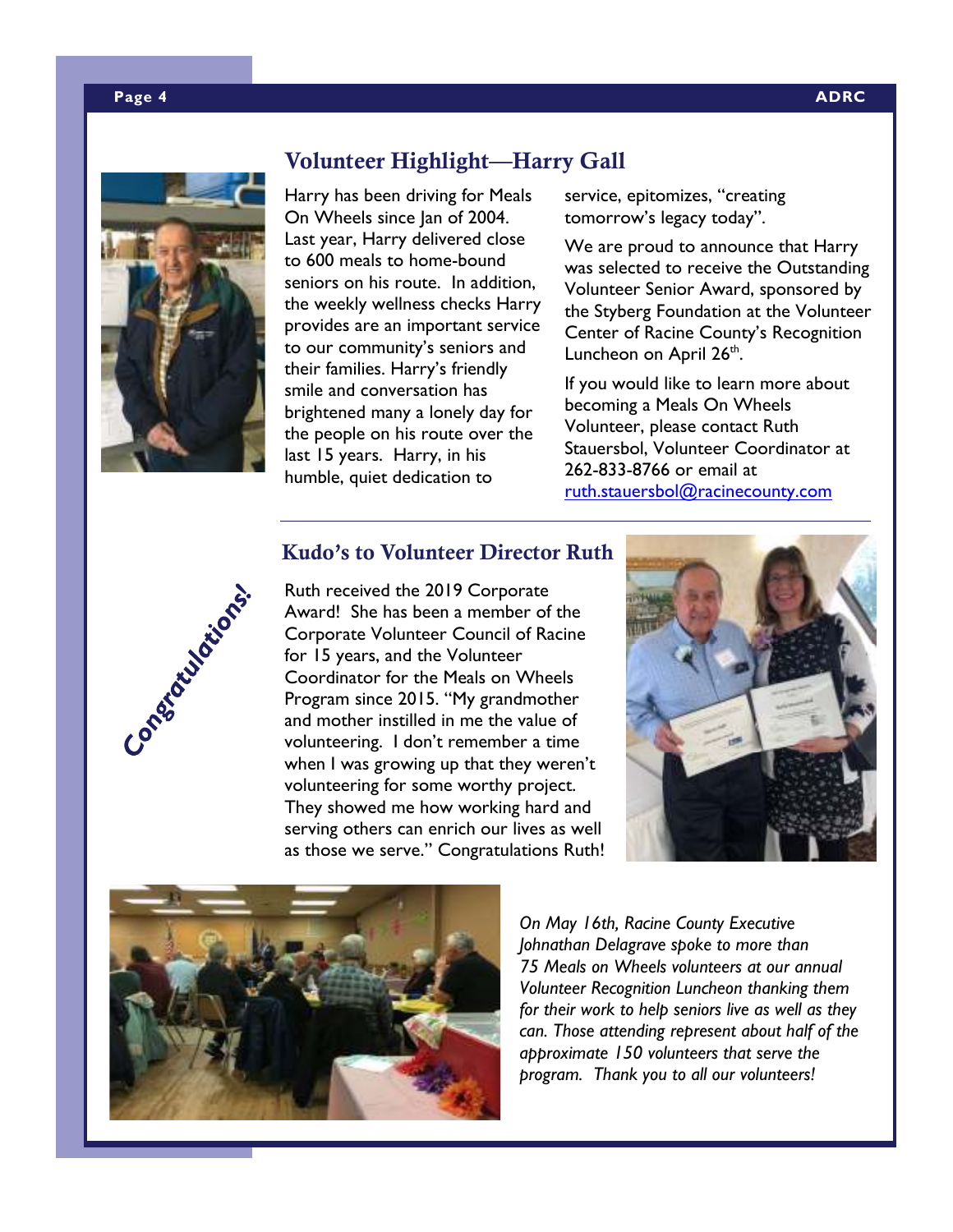## Volunteer Highlight—Harry Gall

Harry has been driving for Meals On Wheels since Jan of 2004. Last year, Harry delivered close to 600 meals to home-bound seniors on his route. In addition, the weekly wellness checks Harry provides are an important service to our community's seniors and their families. Harry's friendly smile and conversation has brightened many a lonely day for the people on his route over the last 15 years. Harry, in his humble, quiet dedication to service, epitomizes, "creating tomorrow's legacy today".

We are proud to announce that Harry was selected to receive the Outstanding Volunteer Senior Award, sponsored by the Styberg Foundation at the Volunteer Center of Racine County's Recognition Luncheon on April 26th.

If you would like to learn more about becoming a Meals On Wheels Volunteer, please contact Ruth Stauersbol, Volunteer Coordinator at 262-833-8766 or email at ruth.stauersbol@racinecounty.com

## Kudo's to Volunteer Director Ruth

Congratulations!

Ruth received the 2019 Corporate Award! She has been a member of the Corporate Volunteer Council of Racine for 15 years, and the Volunteer Coordinator for the Meals on Wheels Program since 2015. "My grandmother and mother instilled in me the value of volunteering. I don't remember a time when I was growing up that they weren't volunteering for some worthy project. They showed me how working hard and serving others can enrich our lives as well as those we serve." Congratulations Ruth!

*On May 16th, Racine County Executive Johnathan Delagrave spoke to more than 75 Meals on Wheels volunteers at our annual Volunteer Recognition Luncheon thanking them for their work to help seniors live as well as they can. Those attending represent about half of the approximate 150 volunteers that serve the program. Thank you to all our volunteers!*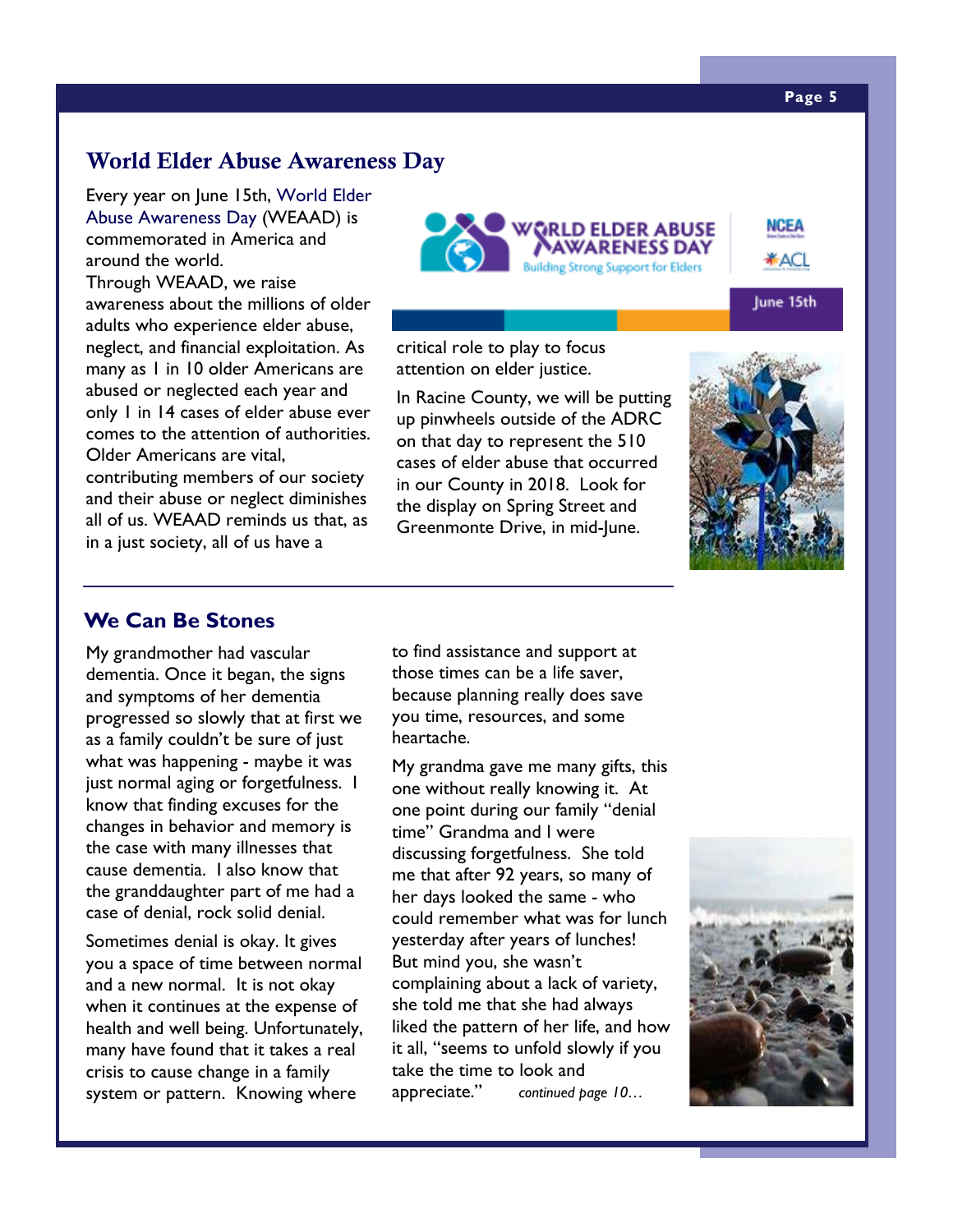## World Elder Abuse Awareness Day

Every year on June 15th, World Elder Abuse Awareness Day (WEAAD) is commemorated in America and around the world.

Through WEAAD, we raise awareness about the millions of older adults who experience elder abuse, neglect, and financial exploitation. As many as 1 in 10 older Americans are abused or neglected each year and only 1 in 14 cases of elder abuse ever comes to the attention of authorities. Older Americans are vital, contributing members of our society and their abuse or neglect diminishes all of us. WEAAD reminds us that, as in a just society, all of us have a critical role to play to focus attention on elder justice.

In Racine County, we will be putting up pinwheels outside of the ADRC on that day to represent the 510 cases of elder abuse that occurred in our County in 2018. Look for the display on Spring Street and Greenmonte Drive, in mid-June.

## We Can Be Stones

My grandmother had vascular dementia. Once it began, the signs and symptoms of her dementia progressed so slowly that at first we as a family couldn't be sure of just what was happening - maybe it was just normal aging or forgetfulness. I know that finding excuses for the changes in behavior and memory is the case with many illnesses that cause dementia. I also know that the granddaughter part of me had a case of denial, rock solid denial.

Sometimes denial is okay. It gives you a space of time between normal and a new normal. It is not okay when it continues at the expense of health and well being. Unfortunately, many have found that it takes a real crisis to cause change in a family system or pattern. Knowing where to find assistance and support at those times can be a life saver, because planning really does save you time, resources, and some heartache.

My grandma gave me many gifts, this one without really knowing it. At one point during our family "denial time" Grandma and I were discussing forgetfulness. She told me that after 92 years, so many of her days looked the same - who could remember what was for lunch yesterday after years of lunches! But mind you, she wasn't complaining about a lack of variety, she told me that she had always liked the pattern of her life, and how it all, "seems to unfold slowly if you take the time to look and appreciate." *continued page 10…*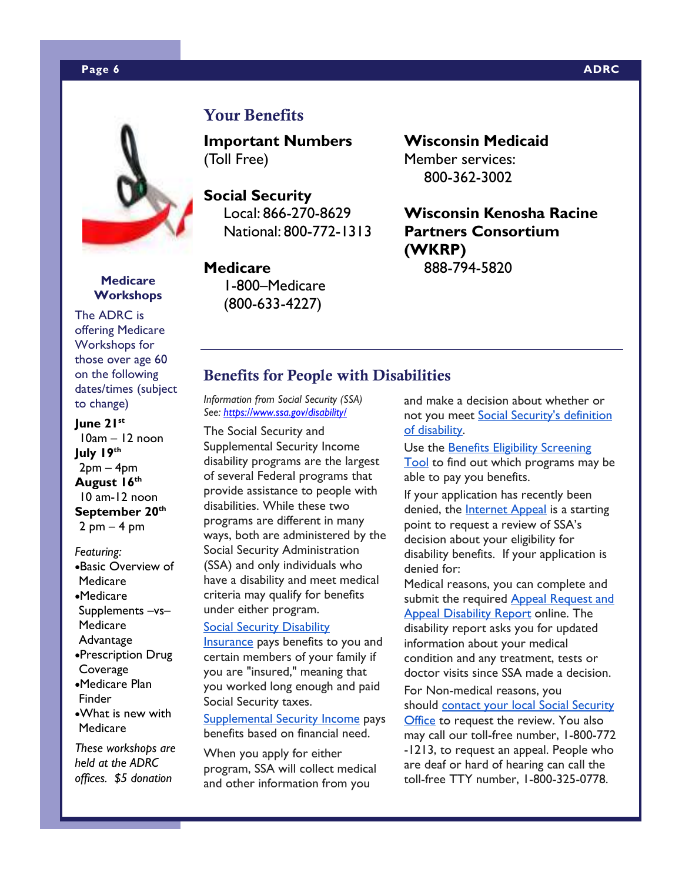## Your Benefits

**Important Numbers** (Toll Free)

**Social Security**
Local: 866-270-8629
National: 800-772-1313

**Medicare**
1-800–Medicare
(800-633-4227)

**Wisconsin Medicaid**
Member services:
800-362-3002

**Wisconsin Kenosha Racine Partners Consortium (WKRP)**
888-794-5820

## Benefits for People with Disabilities

*Information from Social Security (SSA)*
*See: https://www.ssa.gov/disability/*

The Social Security and Supplemental Security Income disability programs are the largest of several Federal programs that provide assistance to people with disabilities. While these two programs are different in many ways, both are administered by the Social Security Administration (SSA) and only individuals who have a disability and meet medical criteria may qualify for benefits under either program.

Social Security Disability Insurance pays benefits to you and certain members of your family if you are "insured," meaning that you worked long enough and paid Social Security taxes.

Supplemental Security Income pays benefits based on financial need.

When you apply for either program, SSA will collect medical and other information from you and make a decision about whether or not you meet Social Security's definition of disability.

Use the Benefits Eligibility Screening Tool to find out which programs may be able to pay you benefits.

If your application has recently been denied, the Internet Appeal is a starting point to request a review of SSA's decision about your eligibility for disability benefits. If your application is denied for:

Medical reasons, you can complete and submit the required Appeal Request and Appeal Disability Report online. The disability report asks you for updated information about your medical condition and any treatment, tests or doctor visits since SSA made a decision.

For Non-medical reasons, you should contact your local Social Security Office to request the review. You also may call our toll-free number, 1-800-772-1213, to request an appeal. People who are deaf or hard of hearing can call the toll-free TTY number, 1-800-325-0778.

### Medicare Workshops

The ADRC is offering Medicare Workshops for those over age 60 on the following dates/times (subject to change)

**June 21st**
10am – 12 noon
**July 19th**
2pm – 4pm
**August 16th**
10 am-12 noon
**September 20th**
2 pm – 4 pm

*Featuring:*

- Basic Overview of Medicare
- Medicare Supplements –vs– Medicare Advantage
- Prescription Drug Coverage
- Medicare Plan Finder
- What is new with Medicare

*These workshops are held at the ADRC offices. $5 donation*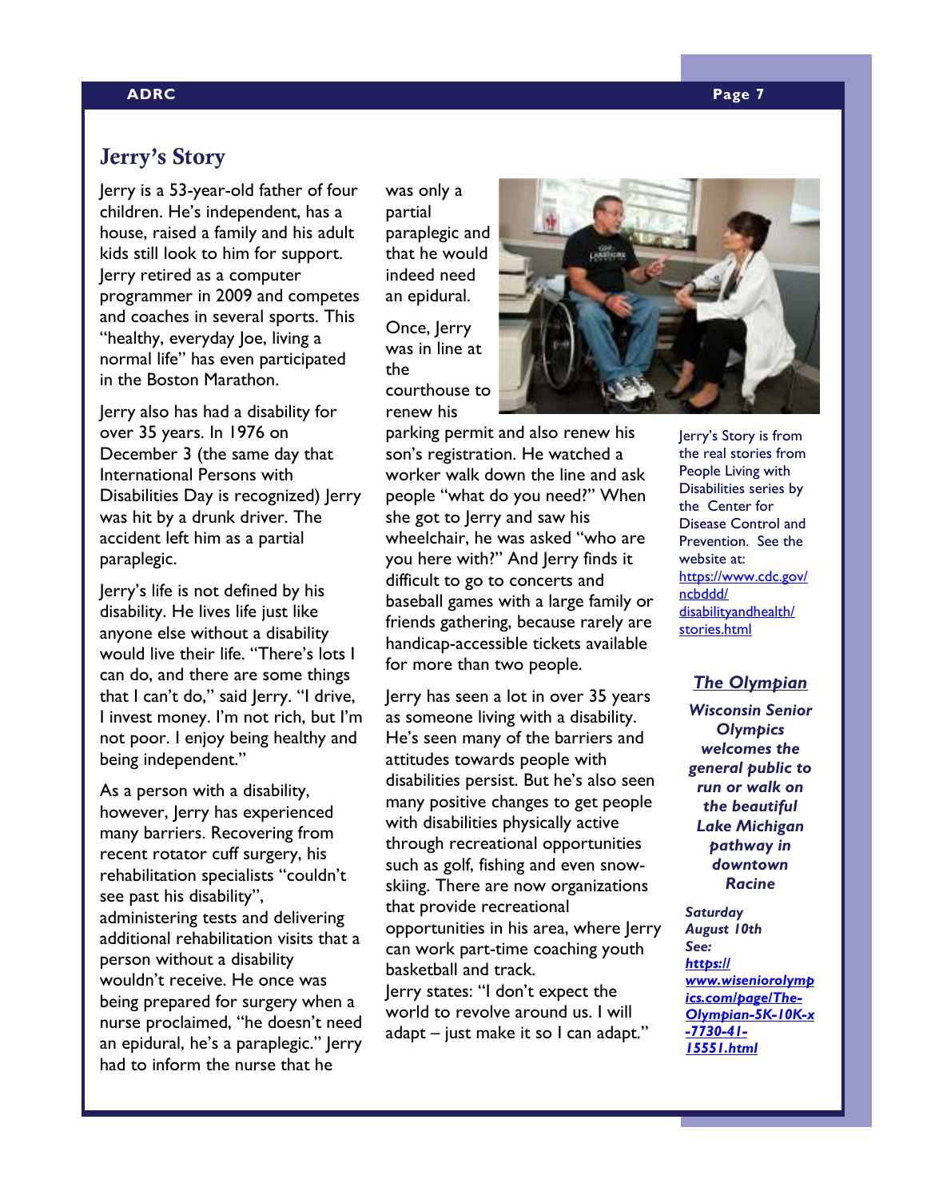## Jerry's Story

Jerry is a 53-year-old father of four children. He's independent, has a house, raised a family and his adult kids still look to him for support. Jerry retired as a computer programmer in 2009 and competes and coaches in several sports. This "healthy, everyday Joe, living a normal life" has even participated in the Boston Marathon.

Jerry also has had a disability for over 35 years. In 1976 on December 3 (the same day that International Persons with Disabilities Day is recognized) Jerry was hit by a drunk driver. The accident left him as a partial paraplegic.

Jerry's life is not defined by his disability. He lives life just like anyone else without a disability would live their life. "There's lots I can do, and there are some things that I can't do," said Jerry. "I drive, I invest money. I'm not rich, but I'm not poor. I enjoy being healthy and being independent."

As a person with a disability, however, Jerry has experienced many barriers. Recovering from recent rotator cuff surgery, his rehabilitation specialists "couldn't see past his disability", administering tests and delivering additional rehabilitation visits that a person without a disability wouldn't receive. He once was being prepared for surgery when a nurse proclaimed, "he doesn't need an epidural, he's a paraplegic." Jerry had to inform the nurse that he was only a partial paraplegic and that he would indeed need an epidural.

Once, Jerry was in line at the courthouse to renew his parking permit and also renew his son's registration. He watched a worker walk down the line and ask people "what do you need?" When she got to Jerry and saw his wheelchair, he was asked "who are you here with?" And Jerry finds it difficult to go to concerts and baseball games with a large family or friends gathering, because rarely are handicap-accessible tickets available for more than two people.

Jerry has seen a lot in over 35 years as someone living with a disability. He's seen many of the barriers and attitudes towards people with disabilities persist. But he's also seen many positive changes to get people with disabilities physically active through recreational opportunities such as golf, fishing and even snow-skiing. There are now organizations that provide recreational opportunities in his area, where Jerry can work part-time coaching youth basketball and track.

Jerry states: "I don't expect the world to revolve around us. I will adapt – just make it so I can adapt."

Jerry's Story is from the real stories from People Living with Disabilities series by the Center for Disease Control and Prevention. See the website at: https://www.cdc.gov/ncbddd/disabilityandhealth/stories.html

### *The Olympian*

***Wisconsin Senior Olympics welcomes the general public to run or walk on the beautiful Lake Michigan pathway in downtown Racine***

***Saturday August 10th***

***See: https://www.wiseniorolympics.com/page/The-Olympian-5K-10K-x-7730-41-15551.html***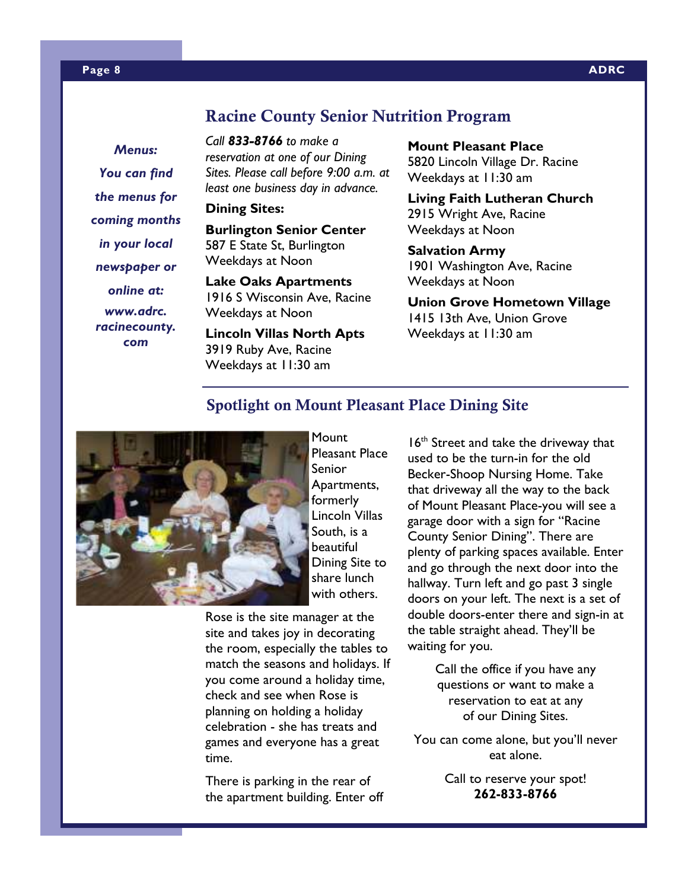## Racine County Senior Nutrition Program

*Menus: You can find the menus for coming months in your local newspaper or online at: www.adrc.racinecounty.com*

*Call **833-8766** to make a reservation at one of our Dining Sites. Please call before 9:00 a.m. at least one business day in advance.*

**Dining Sites:**

**Burlington Senior Center**
587 E State St, Burlington
Weekdays at Noon

**Lake Oaks Apartments**
1916 S Wisconsin Ave, Racine
Weekdays at Noon

**Lincoln Villas North Apts**
3919 Ruby Ave, Racine
Weekdays at 11:30 am

**Mount Pleasant Place**
5820 Lincoln Village Dr. Racine
Weekdays at 11:30 am

**Living Faith Lutheran Church**
2915 Wright Ave, Racine
Weekdays at Noon

**Salvation Army**
1901 Washington Ave, Racine
Weekdays at Noon

**Union Grove Hometown Village**
1415 13th Ave, Union Grove
Weekdays at 11:30 am

## Spotlight on Mount Pleasant Place Dining Site

Mount Pleasant Place Senior Apartments, formerly Lincoln Villas South, is a beautiful Dining Site to share lunch with others.

Rose is the site manager at the site and takes joy in decorating the room, especially the tables to match the seasons and holidays. If you come around a holiday time, check and see when Rose is planning on holding a holiday celebration - she has treats and games and everyone has a great time.

There is parking in the rear of the apartment building. Enter off 16th Street and take the driveway that used to be the turn-in for the old Becker-Shoop Nursing Home. Take that driveway all the way to the back of Mount Pleasant Place-you will see a garage door with a sign for "Racine County Senior Dining". There are plenty of parking spaces available. Enter and go through the next door into the hallway. Turn left and go past 3 single doors on your left. The next is a set of double doors-enter there and sign-in at the table straight ahead. They'll be waiting for you.

Call the office if you have any questions or want to make a reservation to eat at any of our Dining Sites.

You can come alone, but you'll never eat alone.

Call to reserve your spot!
**262-833-8766**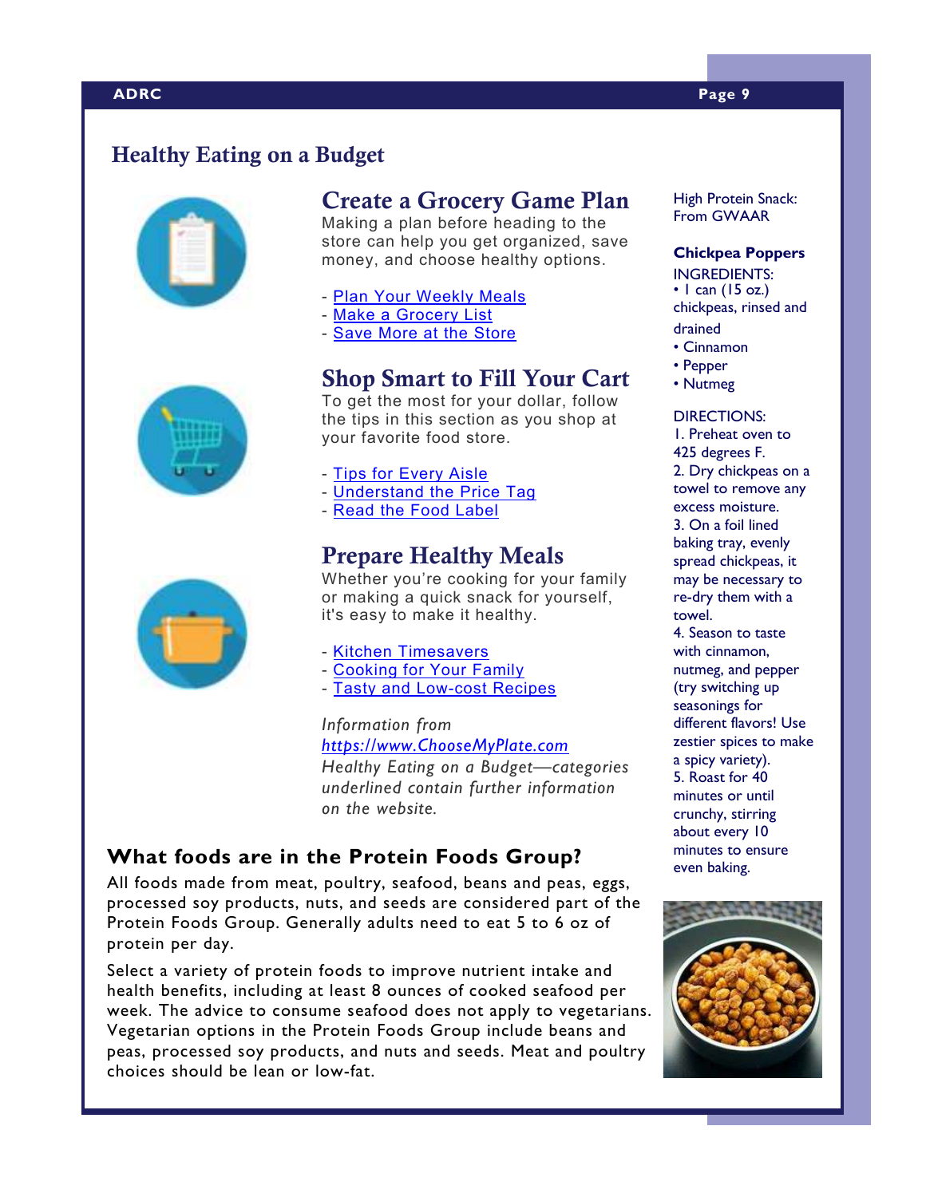## Healthy Eating on a Budget

### Create a Grocery Game Plan

Making a plan before heading to the store can help you get organized, save money, and choose healthy options.

- Plan Your Weekly Meals
- Make a Grocery List
- Save More at the Store

### Shop Smart to Fill Your Cart

To get the most for your dollar, follow the tips in this section as you shop at your favorite food store.

- Tips for Every Aisle
- Understand the Price Tag
- Read the Food Label

### Prepare Healthy Meals

Whether you're cooking for your family or making a quick snack for yourself, it's easy to make it healthy.

- Kitchen Timesavers
- Cooking for Your Family
- Tasty and Low-cost Recipes

*Information from https://www.ChooseMyPlate.com Healthy Eating on a Budget—categories underlined contain further information on the website.*

### What foods are in the Protein Foods Group?

All foods made from meat, poultry, seafood, beans and peas, eggs, processed soy products, nuts, and seeds are considered part of the Protein Foods Group. Generally adults need to eat 5 to 6 oz of protein per day.

Select a variety of protein foods to improve nutrient intake and health benefits, including at least 8 ounces of cooked seafood per week. The advice to consume seafood does not apply to vegetarians. Vegetarian options in the Protein Foods Group include beans and peas, processed soy products, and nuts and seeds. Meat and poultry choices should be lean or low-fat.

High Protein Snack: From GWAAR

**Chickpea Poppers**

INGREDIENTS:

- 1 can (15 oz.) chickpeas, rinsed and drained
- Cinnamon
- Pepper
- Nutmeg

DIRECTIONS:

1. Preheat oven to 425 degrees F.
2. Dry chickpeas on a towel to remove any excess moisture.
3. On a foil lined baking tray, evenly spread chickpeas, it may be necessary to re-dry them with a towel.
4. Season to taste with cinnamon, nutmeg, and pepper (try switching up seasonings for different flavors! Use zestier spices to make a spicy variety).
5. Roast for 40 minutes or until crunchy, stirring about every 10 minutes to ensure even baking.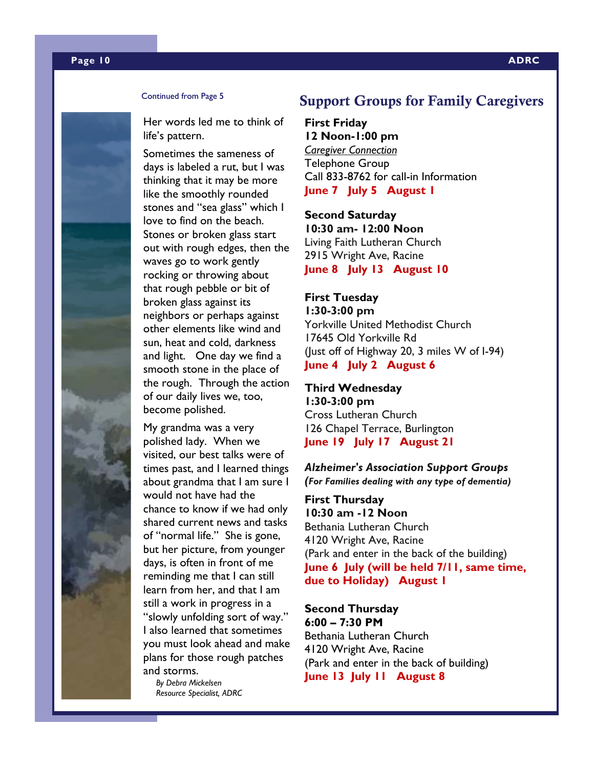Continued from Page 5

Her words led me to think of life's pattern.

Sometimes the sameness of days is labeled a rut, but I was thinking that it may be more like the smoothly rounded stones and "sea glass" which I love to find on the beach. Stones or broken glass start out with rough edges, then the waves go to work gently rocking or throwing about that rough pebble or bit of broken glass against its neighbors or perhaps against other elements like wind and sun, heat and cold, darkness and light. One day we find a smooth stone in the place of the rough. Through the action of our daily lives we, too, become polished.

My grandma was a very polished lady. When we visited, our best talks were of times past, and I learned things about grandma that I am sure I would not have had the chance to know if we had only shared current news and tasks of "normal life." She is gone, but her picture, from younger days, is often in front of me reminding me that I can still learn from her, and that I am still a work in progress in a "slowly unfolding sort of way." I also learned that sometimes you must look ahead and make plans for those rough patches and storms.

*By Debra Mickelsen*
*Resource Specialist, ADRC*

## Support Groups for Family Caregivers

**First Friday**
**12 Noon-1:00 pm**
<u>*Caregiver Connection*</u>
Telephone Group
Call 833-8762 for call-in Information
**June 7 July 5 August 1**

**Second Saturday**
**10:30 am- 12:00 Noon**
Living Faith Lutheran Church
2915 Wright Ave, Racine
**June 8 July 13 August 10**

**First Tuesday**
**1:30-3:00 pm**
Yorkville United Methodist Church
17645 Old Yorkville Rd
(Just off of Highway 20, 3 miles W of I-94)
**June 4 July 2 August 6**

**Third Wednesday**
**1:30-3:00 pm**
Cross Lutheran Church
126 Chapel Terrace, Burlington
**June 19 July 17 August 21**

***Alzheimer's Association Support Groups***
***(For Families dealing with any type of dementia)***

**First Thursday**
**10:30 am -12 Noon**
Bethania Lutheran Church
4120 Wright Ave, Racine
(Park and enter in the back of the building)
**June 6 July (will be held 7/11, same time, due to Holiday) August 1**

**Second Thursday**
**6:00 – 7:30 PM**
Bethania Lutheran Church
4120 Wright Ave, Racine
(Park and enter in the back of building)
**June 13 July 11 August 8**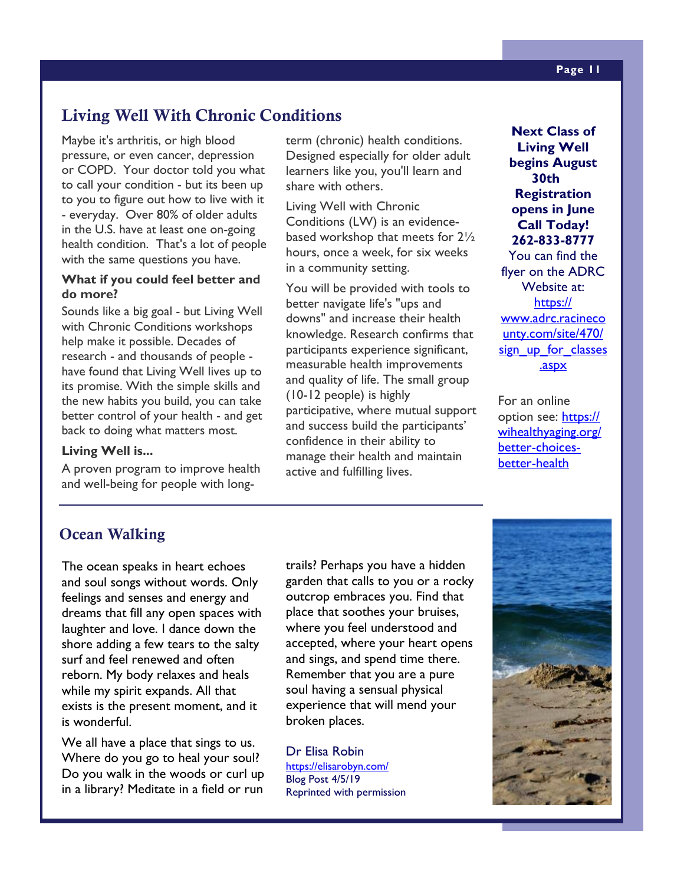## Living Well With Chronic Conditions

Maybe it's arthritis, or high blood pressure, or even cancer, depression or COPD. Your doctor told you what to call your condition - but its been up to you to figure out how to live with it - everyday. Over 80% of older adults in the U.S. have at least one on-going health condition. That's a lot of people with the same questions you have.

**What if you could feel better and do more?**

Sounds like a big goal - but Living Well with Chronic Conditions workshops help make it possible. Decades of research - and thousands of people - have found that Living Well lives up to its promise. With the simple skills and the new habits you build, you can take better control of your health - and get back to doing what matters most.

**Living Well is...**

A proven program to improve health and well-being for people with long-term (chronic) health conditions. Designed especially for older adult learners like you, you'll learn and share with others.

Living Well with Chronic Conditions (LW) is an evidence-based workshop that meets for 2½ hours, once a week, for six weeks in a community setting.

You will be provided with tools to better navigate life's "ups and downs" and increase their health knowledge. Research confirms that participants experience significant, measurable health improvements and quality of life. The small group (10-12 people) is highly participative, where mutual support and success build the participants' confidence in their ability to manage their health and maintain active and fulfilling lives.

**Next Class of Living Well begins August 30th**
**Registration opens in June**
**Call Today!**
**262-833-8777**

You can find the flyer on the ADRC Website at: https://www.adrc.racinecounty.com/site/470/sign_up_for_classes.aspx

For an online option see: https://wihealthyaging.org/better-choices-better-health

## Ocean Walking

The ocean speaks in heart echoes and soul songs without words. Only feelings and senses and energy and dreams that fill any open spaces with laughter and love. I dance down the shore adding a few tears to the salty surf and feel renewed and often reborn. My body relaxes and heals while my spirit expands. All that exists is the present moment, and it is wonderful.

We all have a place that sings to us. Where do you go to heal your soul? Do you walk in the woods or curl up in a library? Meditate in a field or run trails? Perhaps you have a hidden garden that calls to you or a rocky outcrop embraces you. Find that place that soothes your bruises, where you feel understood and accepted, where your heart opens and sings, and spend time there. Remember that you are a pure soul having a sensual physical experience that will mend your broken places.

Dr Elisa Robin
https://elisarobyn.com/
Blog Post 4/5/19
Reprinted with permission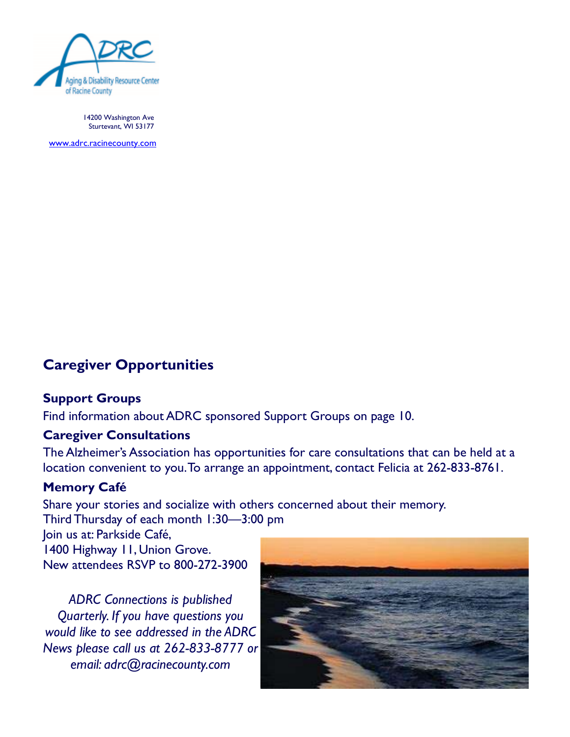ADRC

Aging & Disability Resource Center of Racine County

14200 Washington Ave
Sturtevant, WI 53177

www.adrc.racinecounty.com

## Caregiver Opportunities

### Support Groups

Find information about ADRC sponsored Support Groups on page 10.

### Caregiver Consultations

The Alzheimer's Association has opportunities for care consultations that can be held at a location convenient to you. To arrange an appointment, contact Felicia at 262-833-8761.

### Memory Café

Share your stories and socialize with others concerned about their memory.
Third Thursday of each month 1:30—3:00 pm
Join us at: Parkside Café,
1400 Highway 11, Union Grove.
New attendees RSVP to 800-272-3900

*ADRC Connections is published Quarterly. If you have questions you would like to see addressed in the ADRC News please call us at 262-833-8777 or email: adrc@racinecounty.com*